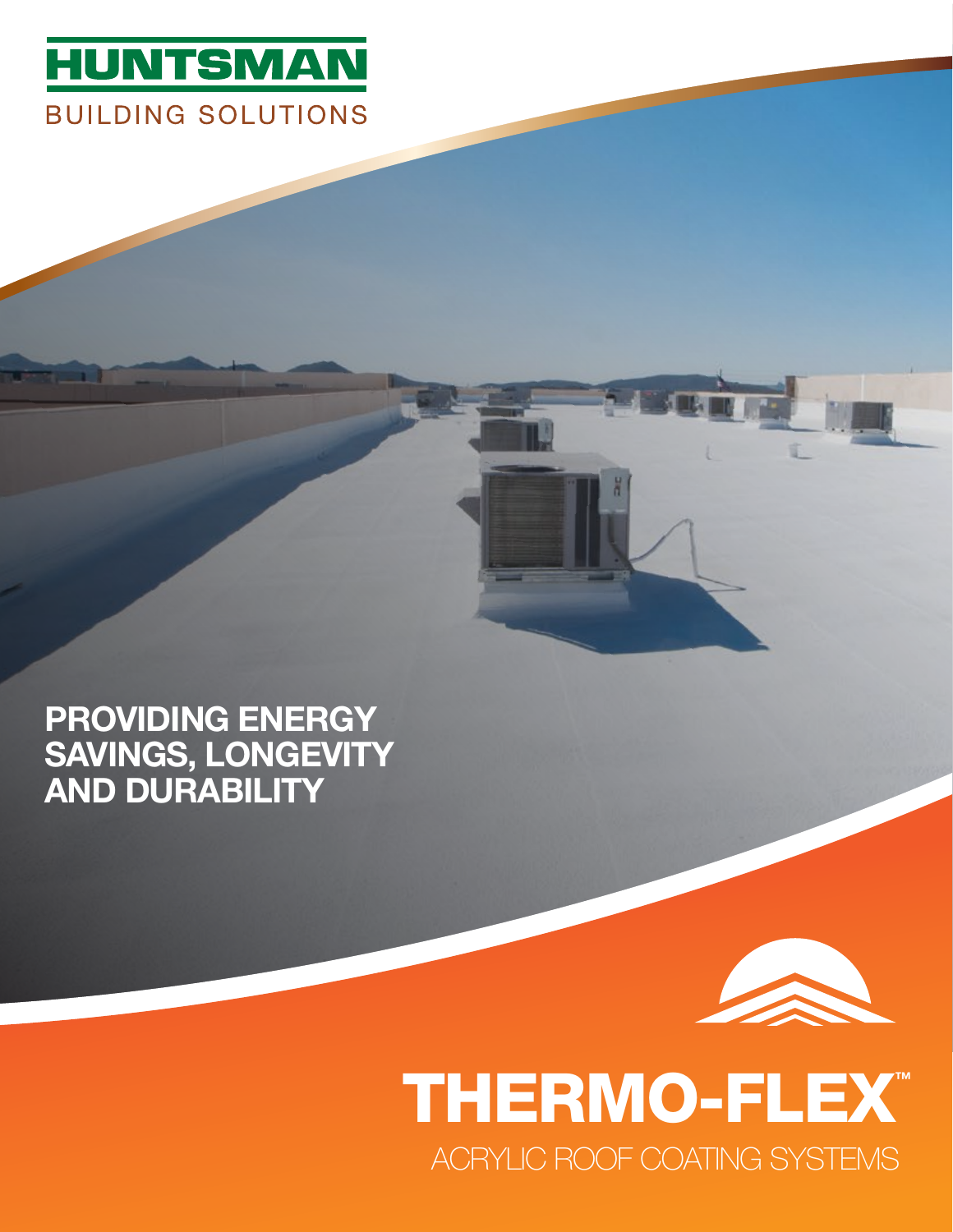HUNTSMAN

BUILDING SOLUTIONS

## PROVIDING ENERGY SAVINGS, LONGEVITY AND DURABILITY

# THERMO-FLEX™

ACRYLIC ROOF COATING SYSTEMS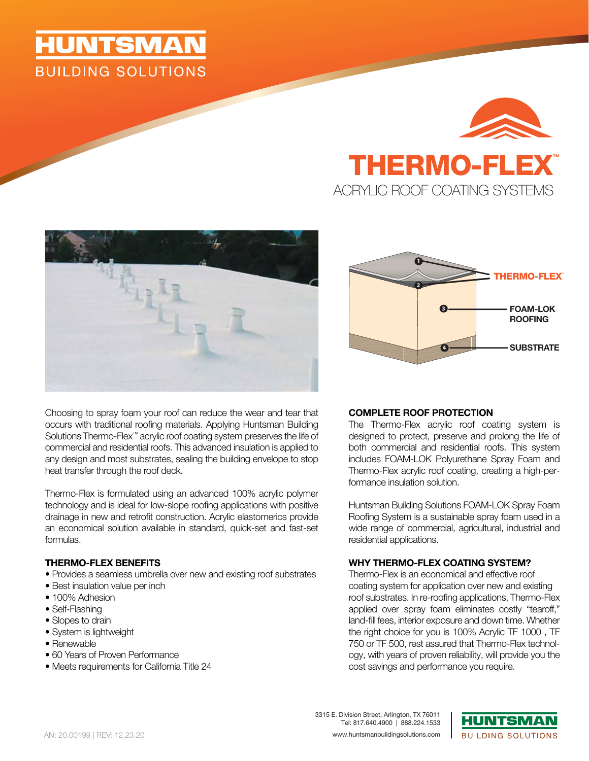# HUNTSMAN

BUILDING SOLUTIONS

# THERMO-FLEX™

ACRYLIC ROOF COATING SYSTEMS

THERMO-FLEX™

FOAM-LOK ROOFING

SUBSTRATE

Choosing to spray foam your roof can reduce the wear and tear that occurs with traditional roofing materials. Applying Huntsman Building Solutions Thermo-Flex™ acrylic roof coating system preserves the life of commercial and residential roofs. This advanced insulation is applied to any design and most substrates, sealing the building envelope to stop heat transfer through the roof deck.

Thermo-Flex is formulated using an advanced 100% acrylic polymer technology and is ideal for low-slope roofing applications with positive drainage in new and retrofit construction. Acrylic elastomerics provide an economical solution available in standard, quick-set and fast-set formulas.

### THERMO-FLEX BENEFITS

- Provides a seamless umbrella over new and existing roof substrates
- Best insulation value per inch
- 100% Adhesion
- Self-Flashing
- Slopes to drain
- System is lightweight
- Renewable
- 60 Years of Proven Performance
- Meets requirements for California Title 24

### COMPLETE ROOF PROTECTION

The Thermo-Flex acrylic roof coating system is designed to protect, preserve and prolong the life of both commercial and residential roofs. This system includes FOAM-LOK Polyurethane Spray Foam and Thermo-Flex acrylic roof coating, creating a high-performance insulation solution.

Huntsman Building Solutions FOAM-LOK Spray Foam Roofing System is a sustainable spray foam used in a wide range of commercial, agricultural, industrial and residential applications.

### WHY THERMO-FLEX COATING SYSTEM?

Thermo-Flex is an economical and effective roof coating system for application over new and existing roof substrates. In re-roofing applications, Thermo-Flex applied over spray foam eliminates costly "tearoff," land-fill fees, interior exposure and down time. Whether the right choice for you is 100% Acrylic TF 1000 , TF 750 or TF 500, rest assured that Thermo-Flex technology, with years of proven reliability, will provide you the cost savings and performance you require.

AN: 20.00199 | REV: 12.23.20

3315 E. Division Street, Arlington, TX 76011
Tel: 817.640.4900 | 888.224.1533
www.huntsmanbuildingsolutions.com

HUNTSMAN
BUILDING SOLUTIONS